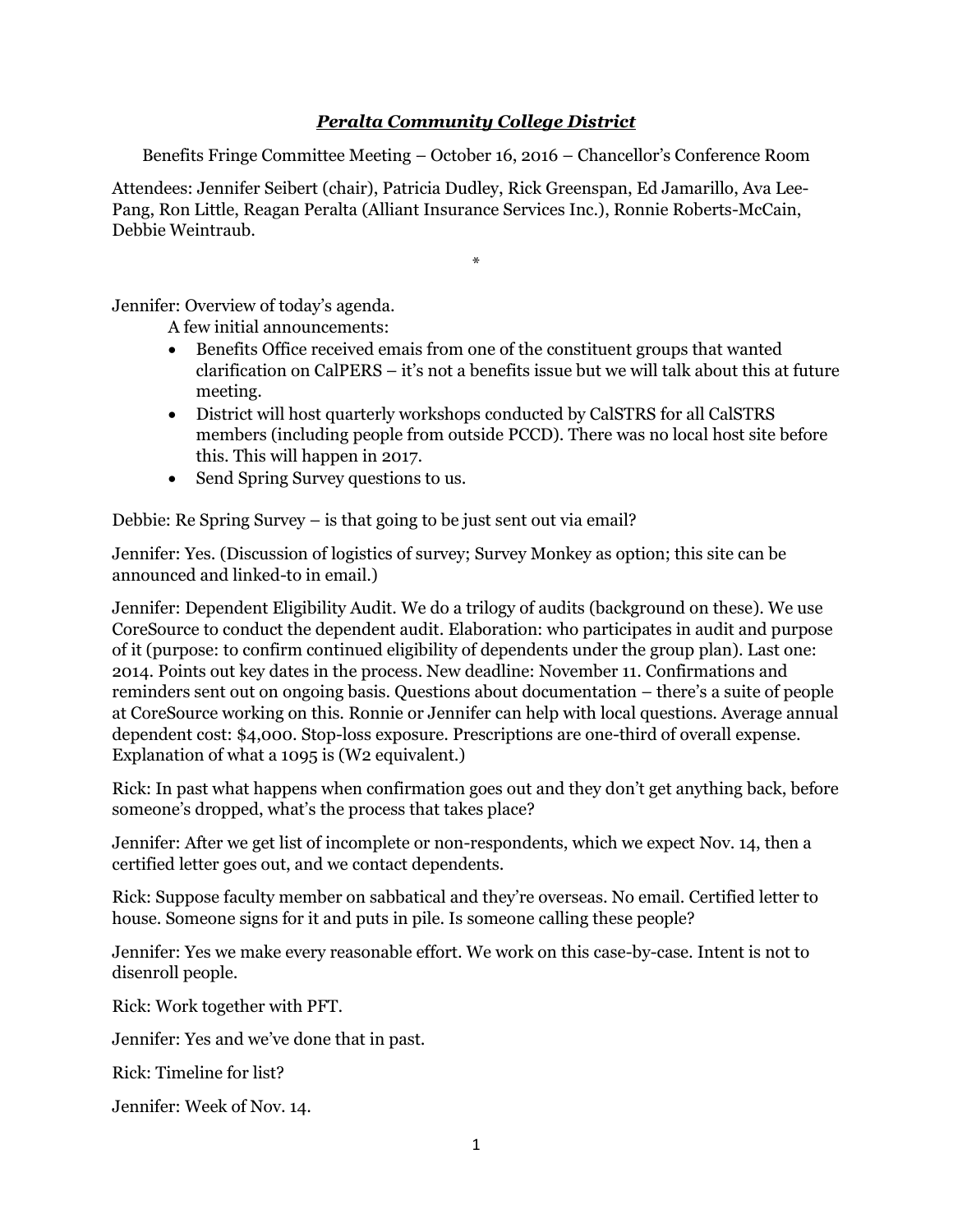# ***Peralta Community College District***

Benefits Fringe Committee Meeting – October 16, 2016 – Chancellor's Conference Room

Attendees: Jennifer Seibert (chair), Patricia Dudley, Rick Greenspan, Ed Jamarillo, Ava Lee-Pang, Ron Little, Reagan Peralta (Alliant Insurance Services Inc.), Ronnie Roberts-McCain, Debbie Weintraub.

*

Jennifer: Overview of today's agenda.

A few initial announcements:

- Benefits Office received emails from one of the constituent groups that wanted clarification on CalPERS – it's not a benefits issue but we will talk about this at future meeting.
- District will host quarterly workshops conducted by CalSTRS for all CalSTRS members (including people from outside PCCD). There was no local host site before this. This will happen in 2017.
- Send Spring Survey questions to us.

Debbie: Re Spring Survey – is that going to be just sent out via email?

Jennifer: Yes. (Discussion of logistics of survey; Survey Monkey as option; this site can be announced and linked-to in email.)

Jennifer: Dependent Eligibility Audit. We do a trilogy of audits (background on these). We use CoreSource to conduct the dependent audit. Elaboration: who participates in audit and purpose of it (purpose: to confirm continued eligibility of dependents under the group plan). Last one: 2014. Points out key dates in the process. New deadline: November 11. Confirmations and reminders sent out on ongoing basis. Questions about documentation – there's a suite of people at CoreSource working on this. Ronnie or Jennifer can help with local questions. Average annual dependent cost: $4,000. Stop-loss exposure. Prescriptions are one-third of overall expense. Explanation of what a 1095 is (W2 equivalent.)

Rick: In past what happens when confirmation goes out and they don't get anything back, before someone's dropped, what's the process that takes place?

Jennifer: After we get list of incomplete or non-respondents, which we expect Nov. 14, then a certified letter goes out, and we contact dependents.

Rick: Suppose faculty member on sabbatical and they're overseas. No email. Certified letter to house. Someone signs for it and puts in pile. Is someone calling these people?

Jennifer: Yes we make every reasonable effort. We work on this case-by-case. Intent is not to disenroll people.

Rick: Work together with PFT.

Jennifer: Yes and we've done that in past.

Rick: Timeline for list?

Jennifer: Week of Nov. 14.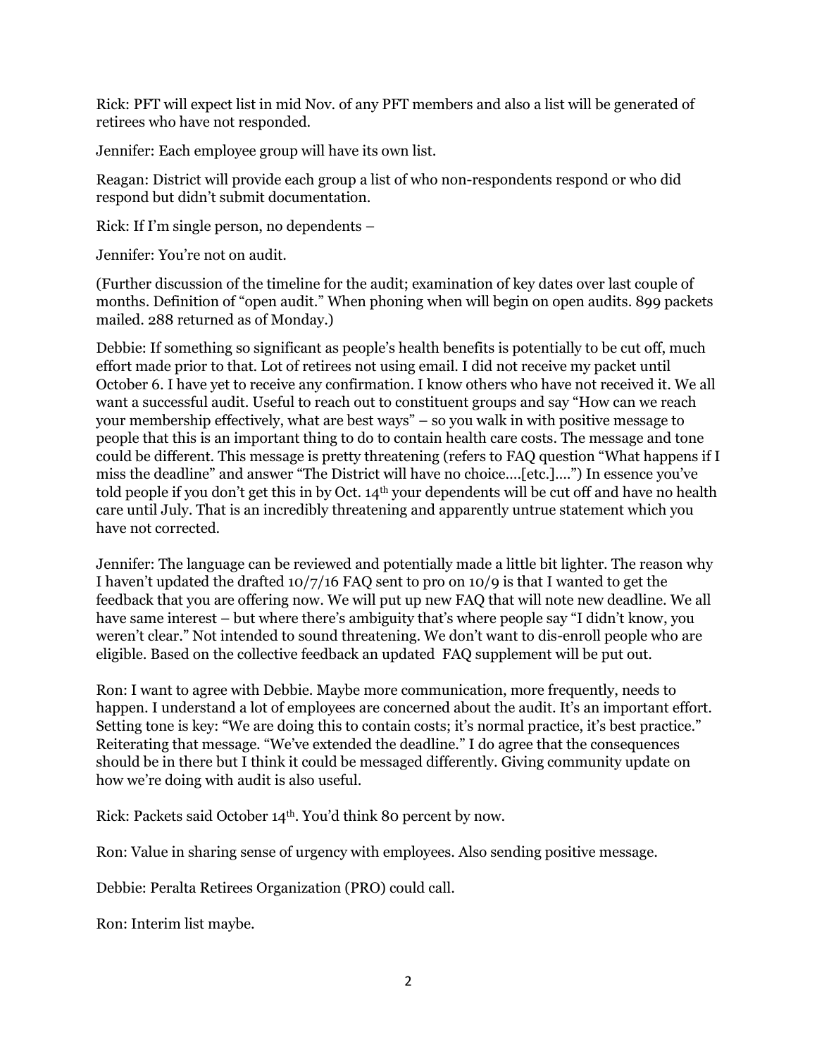Rick: PFT will expect list in mid Nov. of any PFT members and also a list will be generated of retirees who have not responded.

Jennifer: Each employee group will have its own list.

Reagan: District will provide each group a list of who non-respondents respond or who did respond but didn't submit documentation.

Rick: If I'm single person, no dependents –

Jennifer: You're not on audit.

(Further discussion of the timeline for the audit; examination of key dates over last couple of months. Definition of "open audit." When phoning when will begin on open audits. 899 packets mailed. 288 returned as of Monday.)

Debbie: If something so significant as people's health benefits is potentially to be cut off, much effort made prior to that. Lot of retirees not using email. I did not receive my packet until October 6. I have yet to receive any confirmation. I know others who have not received it. We all want a successful audit. Useful to reach out to constituent groups and say "How can we reach your membership effectively, what are best ways" – so you walk in with positive message to people that this is an important thing to do to contain health care costs. The message and tone could be different. This message is pretty threatening (refers to FAQ question "What happens if I miss the deadline" and answer "The District will have no choice….[etc.]….") In essence you've told people if you don't get this in by Oct. 14th your dependents will be cut off and have no health care until July. That is an incredibly threatening and apparently untrue statement which you have not corrected.

Jennifer: The language can be reviewed and potentially made a little bit lighter. The reason why I haven't updated the drafted 10/7/16 FAQ sent to pro on 10/9 is that I wanted to get the feedback that you are offering now. We will put up new FAQ that will note new deadline. We all have same interest – but where there's ambiguity that's where people say "I didn't know, you weren't clear." Not intended to sound threatening. We don't want to dis-enroll people who are eligible. Based on the collective feedback an updated FAQ supplement will be put out.

Ron: I want to agree with Debbie. Maybe more communication, more frequently, needs to happen. I understand a lot of employees are concerned about the audit. It's an important effort. Setting tone is key: "We are doing this to contain costs; it's normal practice, it's best practice." Reiterating that message. "We've extended the deadline." I do agree that the consequences should be in there but I think it could be messaged differently. Giving community update on how we're doing with audit is also useful.

Rick: Packets said October 14th. You'd think 80 percent by now.

Ron: Value in sharing sense of urgency with employees. Also sending positive message.

Debbie: Peralta Retirees Organization (PRO) could call.

Ron: Interim list maybe.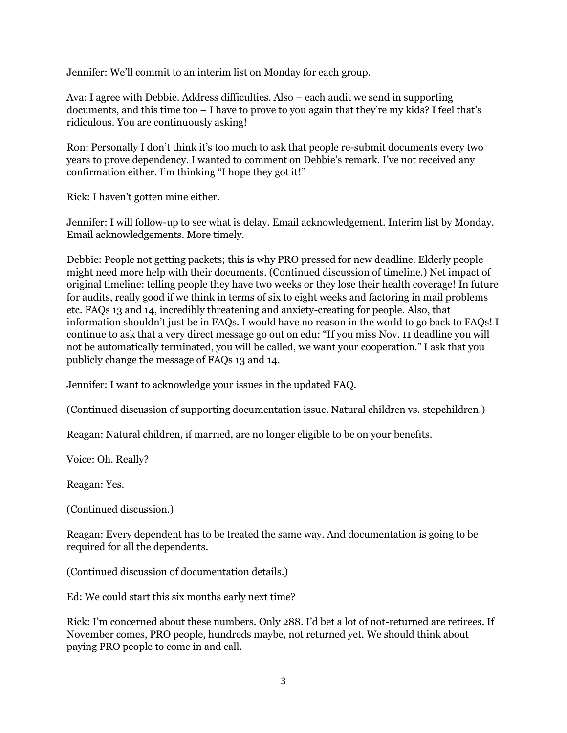Jennifer: We'll commit to an interim list on Monday for each group.

Ava: I agree with Debbie. Address difficulties. Also – each audit we send in supporting documents, and this time too – I have to prove to you again that they're my kids? I feel that's ridiculous. You are continuously asking!

Ron: Personally I don't think it's too much to ask that people re-submit documents every two years to prove dependency. I wanted to comment on Debbie's remark. I've not received any confirmation either. I'm thinking "I hope they got it!"

Rick: I haven't gotten mine either.

Jennifer: I will follow-up to see what is delay. Email acknowledgement. Interim list by Monday. Email acknowledgements. More timely.

Debbie: People not getting packets; this is why PRO pressed for new deadline. Elderly people might need more help with their documents. (Continued discussion of timeline.) Net impact of original timeline: telling people they have two weeks or they lose their health coverage! In future for audits, really good if we think in terms of six to eight weeks and factoring in mail problems etc. FAQs 13 and 14, incredibly threatening and anxiety-creating for people. Also, that information shouldn't just be in FAQs. I would have no reason in the world to go back to FAQs! I continue to ask that a very direct message go out on edu: "If you miss Nov. 11 deadline you will not be automatically terminated, you will be called, we want your cooperation." I ask that you publicly change the message of FAQs 13 and 14.

Jennifer: I want to acknowledge your issues in the updated FAQ.

(Continued discussion of supporting documentation issue. Natural children vs. stepchildren.)

Reagan: Natural children, if married, are no longer eligible to be on your benefits.

Voice: Oh. Really?

Reagan: Yes.

(Continued discussion.)

Reagan: Every dependent has to be treated the same way. And documentation is going to be required for all the dependents.

(Continued discussion of documentation details.)

Ed: We could start this six months early next time?

Rick: I'm concerned about these numbers. Only 288. I'd bet a lot of not-returned are retirees. If November comes, PRO people, hundreds maybe, not returned yet. We should think about paying PRO people to come in and call.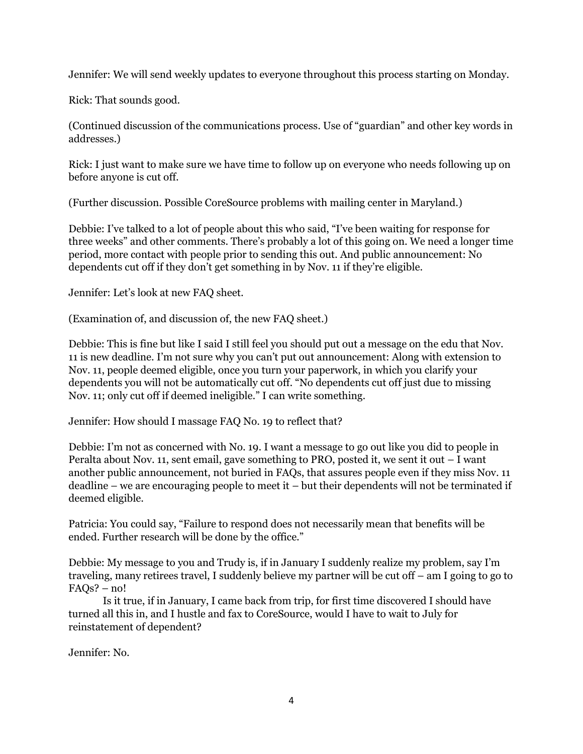Jennifer: We will send weekly updates to everyone throughout this process starting on Monday.

Rick: That sounds good.

(Continued discussion of the communications process. Use of "guardian" and other key words in addresses.)

Rick: I just want to make sure we have time to follow up on everyone who needs following up on before anyone is cut off.

(Further discussion. Possible CoreSource problems with mailing center in Maryland.)

Debbie: I've talked to a lot of people about this who said, "I've been waiting for response for three weeks" and other comments. There's probably a lot of this going on. We need a longer time period, more contact with people prior to sending this out. And public announcement: No dependents cut off if they don't get something in by Nov. 11 if they're eligible.

Jennifer: Let's look at new FAQ sheet.

(Examination of, and discussion of, the new FAQ sheet.)

Debbie: This is fine but like I said I still feel you should put out a message on the edu that Nov. 11 is new deadline. I'm not sure why you can't put out announcement: Along with extension to Nov. 11, people deemed eligible, once you turn your paperwork, in which you clarify your dependents you will not be automatically cut off. "No dependents cut off just due to missing Nov. 11; only cut off if deemed ineligible." I can write something.

Jennifer: How should I massage FAQ No. 19 to reflect that?

Debbie: I'm not as concerned with No. 19. I want a message to go out like you did to people in Peralta about Nov. 11, sent email, gave something to PRO, posted it, we sent it out – I want another public announcement, not buried in FAQs, that assures people even if they miss Nov. 11 deadline – we are encouraging people to meet it – but their dependents will not be terminated if deemed eligible.

Patricia: You could say, "Failure to respond does not necessarily mean that benefits will be ended. Further research will be done by the office."

Debbie: My message to you and Trudy is, if in January I suddenly realize my problem, say I'm traveling, many retirees travel, I suddenly believe my partner will be cut off – am I going to go to FAQs? – no!

Is it true, if in January, I came back from trip, for first time discovered I should have turned all this in, and I hustle and fax to CoreSource, would I have to wait to July for reinstatement of dependent?

Jennifer: No.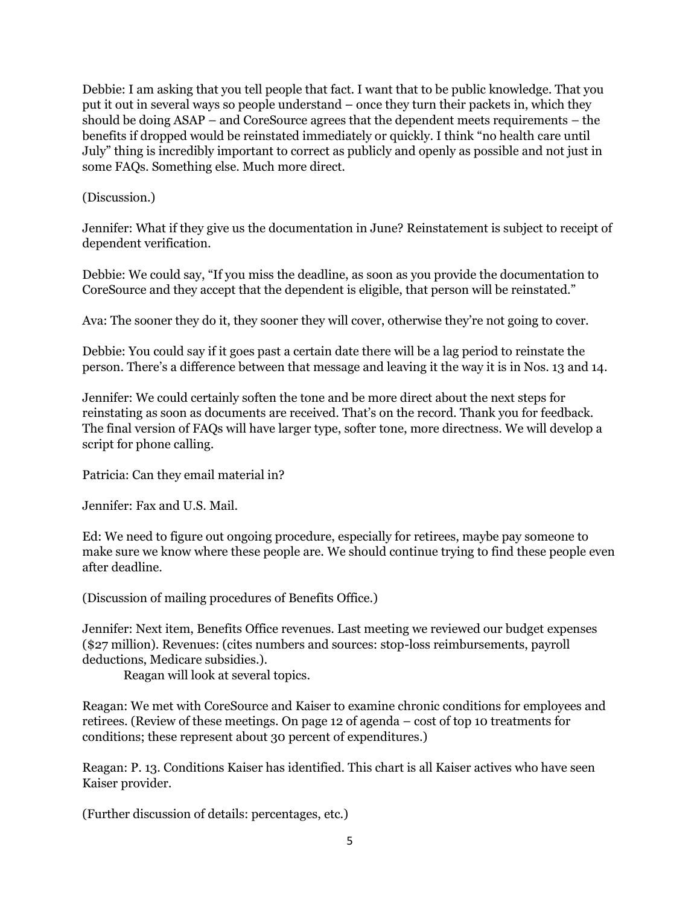Debbie: I am asking that you tell people that fact. I want that to be public knowledge. That you put it out in several ways so people understand – once they turn their packets in, which they should be doing ASAP – and CoreSource agrees that the dependent meets requirements – the benefits if dropped would be reinstated immediately or quickly. I think "no health care until July" thing is incredibly important to correct as publicly and openly as possible and not just in some FAQs. Something else. Much more direct.

(Discussion.)

Jennifer: What if they give us the documentation in June? Reinstatement is subject to receipt of dependent verification.

Debbie: We could say, "If you miss the deadline, as soon as you provide the documentation to CoreSource and they accept that the dependent is eligible, that person will be reinstated."

Ava: The sooner they do it, they sooner they will cover, otherwise they're not going to cover.

Debbie: You could say if it goes past a certain date there will be a lag period to reinstate the person. There's a difference between that message and leaving it the way it is in Nos. 13 and 14.

Jennifer: We could certainly soften the tone and be more direct about the next steps for reinstating as soon as documents are received. That's on the record. Thank you for feedback. The final version of FAQs will have larger type, softer tone, more directness. We will develop a script for phone calling.

Patricia: Can they email material in?

Jennifer: Fax and U.S. Mail.

Ed: We need to figure out ongoing procedure, especially for retirees, maybe pay someone to make sure we know where these people are. We should continue trying to find these people even after deadline.

(Discussion of mailing procedures of Benefits Office.)

Jennifer: Next item, Benefits Office revenues. Last meeting we reviewed our budget expenses ($27 million). Revenues: (cites numbers and sources: stop-loss reimbursements, payroll deductions, Medicare subsidies.).

Reagan will look at several topics.

Reagan: We met with CoreSource and Kaiser to examine chronic conditions for employees and retirees. (Review of these meetings. On page 12 of agenda – cost of top 10 treatments for conditions; these represent about 30 percent of expenditures.)

Reagan: P. 13. Conditions Kaiser has identified. This chart is all Kaiser actives who have seen Kaiser provider.

(Further discussion of details: percentages, etc.)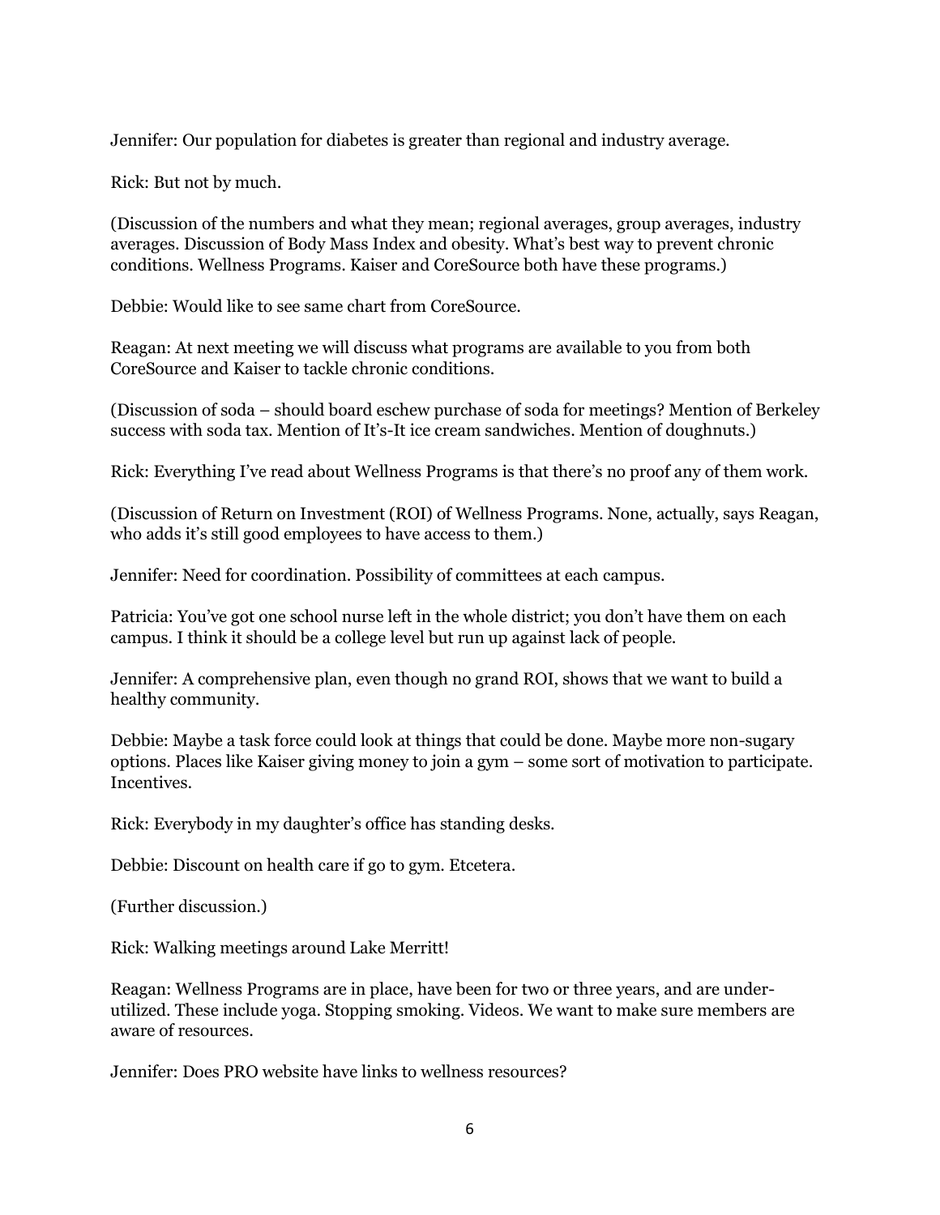Jennifer: Our population for diabetes is greater than regional and industry average.

Rick: But not by much.

(Discussion of the numbers and what they mean; regional averages, group averages, industry averages. Discussion of Body Mass Index and obesity. What's best way to prevent chronic conditions. Wellness Programs. Kaiser and CoreSource both have these programs.)

Debbie: Would like to see same chart from CoreSource.

Reagan: At next meeting we will discuss what programs are available to you from both CoreSource and Kaiser to tackle chronic conditions.

(Discussion of soda – should board eschew purchase of soda for meetings? Mention of Berkeley success with soda tax. Mention of It's-It ice cream sandwiches. Mention of doughnuts.)

Rick: Everything I've read about Wellness Programs is that there's no proof any of them work.

(Discussion of Return on Investment (ROI) of Wellness Programs. None, actually, says Reagan, who adds it's still good employees to have access to them.)

Jennifer: Need for coordination. Possibility of committees at each campus.

Patricia: You've got one school nurse left in the whole district; you don't have them on each campus. I think it should be a college level but run up against lack of people.

Jennifer: A comprehensive plan, even though no grand ROI, shows that we want to build a healthy community.

Debbie: Maybe a task force could look at things that could be done. Maybe more non-sugary options. Places like Kaiser giving money to join a gym – some sort of motivation to participate. Incentives.

Rick: Everybody in my daughter's office has standing desks.

Debbie: Discount on health care if go to gym. Etcetera.

(Further discussion.)

Rick: Walking meetings around Lake Merritt!

Reagan: Wellness Programs are in place, have been for two or three years, and are under-utilized. These include yoga. Stopping smoking. Videos. We want to make sure members are aware of resources.

Jennifer: Does PRO website have links to wellness resources?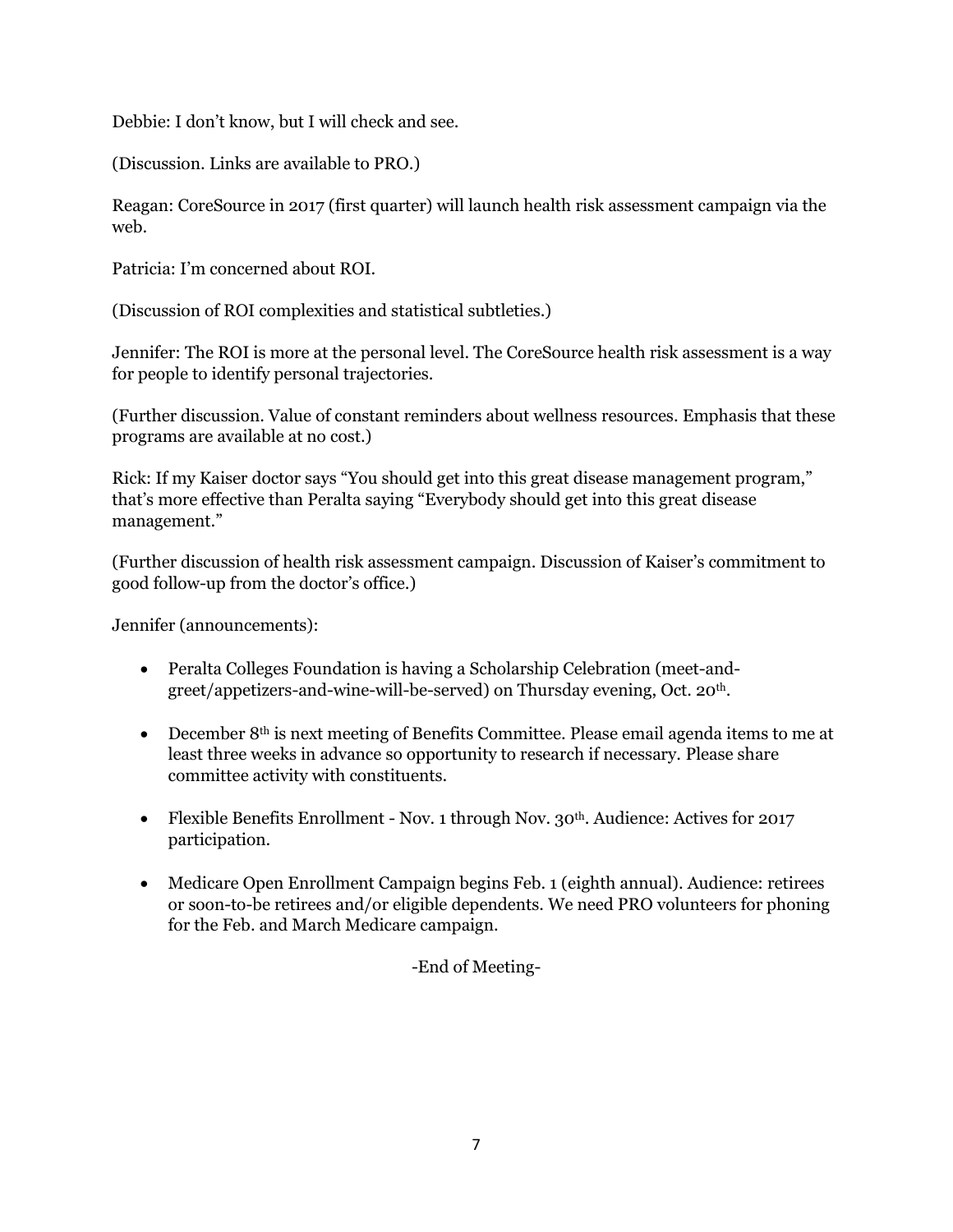Debbie: I don't know, but I will check and see.

(Discussion. Links are available to PRO.)

Reagan: CoreSource in 2017 (first quarter) will launch health risk assessment campaign via the web.

Patricia: I'm concerned about ROI.

(Discussion of ROI complexities and statistical subtleties.)

Jennifer: The ROI is more at the personal level. The CoreSource health risk assessment is a way for people to identify personal trajectories.

(Further discussion. Value of constant reminders about wellness resources. Emphasis that these programs are available at no cost.)

Rick: If my Kaiser doctor says "You should get into this great disease management program," that's more effective than Peralta saying "Everybody should get into this great disease management."

(Further discussion of health risk assessment campaign. Discussion of Kaiser's commitment to good follow-up from the doctor's office.)

Jennifer (announcements):

- Peralta Colleges Foundation is having a Scholarship Celebration (meet-and-greet/appetizers-and-wine-will-be-served) on Thursday evening, Oct. 20th.
- December 8th is next meeting of Benefits Committee. Please email agenda items to me at least three weeks in advance so opportunity to research if necessary. Please share committee activity with constituents.
- Flexible Benefits Enrollment - Nov. 1 through Nov. 30th. Audience: Actives for 2017 participation.
- Medicare Open Enrollment Campaign begins Feb. 1 (eighth annual). Audience: retirees or soon-to-be retirees and/or eligible dependents. We need PRO volunteers for phoning for the Feb. and March Medicare campaign.

-End of Meeting-